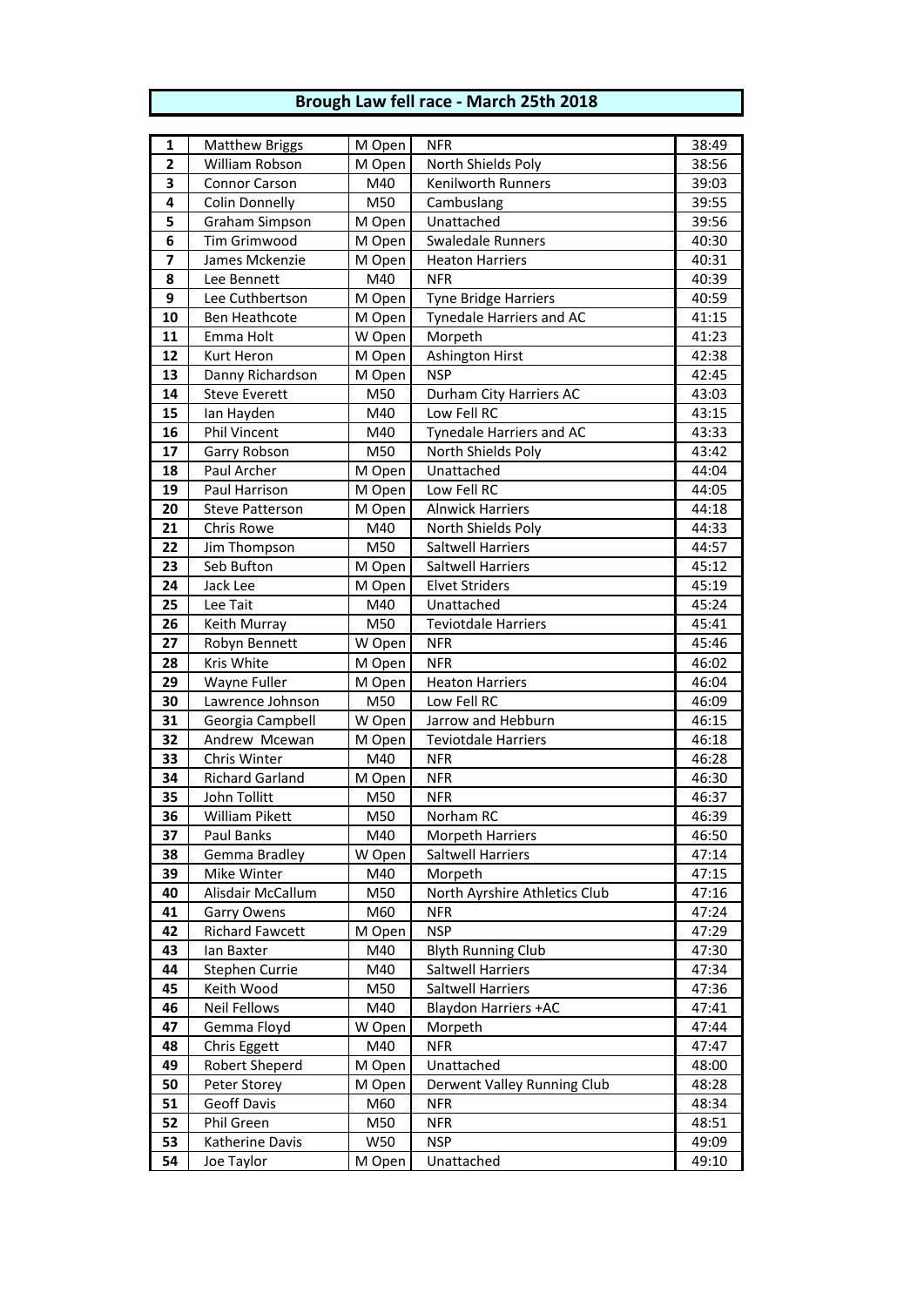# Brough Law fell race - March 25th 2018

| | | | | |
|---|---|---|---|---|
| 1 | Matthew Briggs | M Open | NFR | 38:49 |
| 2 | William Robson | M Open | North Shields Poly | 38:56 |
| 3 | Connor Carson | M40 | Kenilworth Runners | 39:03 |
| 4 | Colin Donnelly | M50 | Cambuslang | 39:55 |
| 5 | Graham Simpson | M Open | Unattached | 39:56 |
| 6 | Tim Grimwood | M Open | Swaledale Runners | 40:30 |
| 7 | James Mckenzie | M Open | Heaton Harriers | 40:31 |
| 8 | Lee Bennett | M40 | NFR | 40:39 |
| 9 | Lee Cuthbertson | M Open | Tyne Bridge Harriers | 40:59 |
| 10 | Ben Heathcote | M Open | Tynedale Harriers and AC | 41:15 |
| 11 | Emma Holt | W Open | Morpeth | 41:23 |
| 12 | Kurt Heron | M Open | Ashington Hirst | 42:38 |
| 13 | Danny Richardson | M Open | NSP | 42:45 |
| 14 | Steve Everett | M50 | Durham City Harriers AC | 43:03 |
| 15 | Ian Hayden | M40 | Low Fell RC | 43:15 |
| 16 | Phil Vincent | M40 | Tynedale Harriers and AC | 43:33 |
| 17 | Garry Robson | M50 | North Shields Poly | 43:42 |
| 18 | Paul Archer | M Open | Unattached | 44:04 |
| 19 | Paul Harrison | M Open | Low Fell RC | 44:05 |
| 20 | Steve Patterson | M Open | Alnwick Harriers | 44:18 |
| 21 | Chris Rowe | M40 | North Shields Poly | 44:33 |
| 22 | Jim Thompson | M50 | Saltwell Harriers | 44:57 |
| 23 | Seb Bufton | M Open | Saltwell Harriers | 45:12 |
| 24 | Jack Lee | M Open | Elvet Striders | 45:19 |
| 25 | Lee Tait | M40 | Unattached | 45:24 |
| 26 | Keith Murray | M50 | Teviotdale Harriers | 45:41 |
| 27 | Robyn Bennett | W Open | NFR | 45:46 |
| 28 | Kris White | M Open | NFR | 46:02 |
| 29 | Wayne Fuller | M Open | Heaton Harriers | 46:04 |
| 30 | Lawrence Johnson | M50 | Low Fell RC | 46:09 |
| 31 | Georgia Campbell | W Open | Jarrow and Hebburn | 46:15 |
| 32 | Andrew Mcewan | M Open | Teviotdale Harriers | 46:18 |
| 33 | Chris Winter | M40 | NFR | 46:28 |
| 34 | Richard Garland | M Open | NFR | 46:30 |
| 35 | John Tollitt | M50 | NFR | 46:37 |
| 36 | William Pikett | M50 | Norham RC | 46:39 |
| 37 | Paul Banks | M40 | Morpeth Harriers | 46:50 |
| 38 | Gemma Bradley | W Open | Saltwell Harriers | 47:14 |
| 39 | Mike Winter | M40 | Morpeth | 47:15 |
| 40 | Alisdair McCallum | M50 | North Ayrshire Athletics Club | 47:16 |
| 41 | Garry Owens | M60 | NFR | 47:24 |
| 42 | Richard Fawcett | M Open | NSP | 47:29 |
| 43 | Ian Baxter | M40 | Blyth Running Club | 47:30 |
| 44 | Stephen Currie | M40 | Saltwell Harriers | 47:34 |
| 45 | Keith Wood | M50 | Saltwell Harriers | 47:36 |
| 46 | Neil Fellows | M40 | Blaydon Harriers +AC | 47:41 |
| 47 | Gemma Floyd | W Open | Morpeth | 47:44 |
| 48 | Chris Eggett | M40 | NFR | 47:47 |
| 49 | Robert Sheperd | M Open | Unattached | 48:00 |
| 50 | Peter Storey | M Open | Derwent Valley Running Club | 48:28 |
| 51 | Geoff Davis | M60 | NFR | 48:34 |
| 52 | Phil Green | M50 | NFR | 48:51 |
| 53 | Katherine Davis | W50 | NSP | 49:09 |
| 54 | Joe Taylor | M Open | Unattached | 49:10 |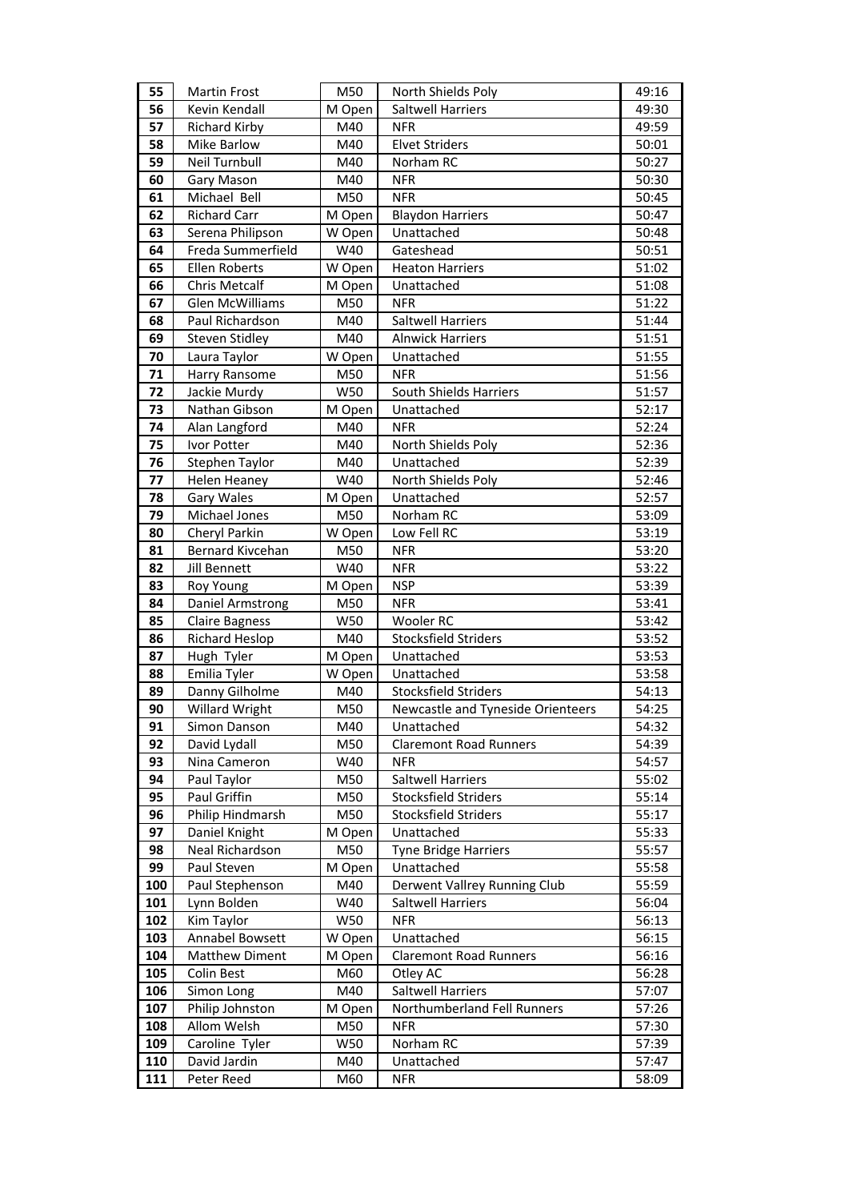| 55 | Martin Frost | M50 | North Shields Poly | 49:16 |
|---|---|---|---|---|
| 56 | Kevin Kendall | M Open | Saltwell Harriers | 49:30 |
| 57 | Richard Kirby | M40 | NFR | 49:59 |
| 58 | Mike Barlow | M40 | Elvet Striders | 50:01 |
| 59 | Neil Turnbull | M40 | Norham RC | 50:27 |
| 60 | Gary Mason | M40 | NFR | 50:30 |
| 61 | Michael Bell | M50 | NFR | 50:45 |
| 62 | Richard Carr | M Open | Blaydon Harriers | 50:47 |
| 63 | Serena Philipson | W Open | Unattached | 50:48 |
| 64 | Freda Summerfield | W40 | Gateshead | 50:51 |
| 65 | Ellen Roberts | W Open | Heaton Harriers | 51:02 |
| 66 | Chris Metcalf | M Open | Unattached | 51:08 |
| 67 | Glen McWilliams | M50 | NFR | 51:22 |
| 68 | Paul Richardson | M40 | Saltwell Harriers | 51:44 |
| 69 | Steven Stidley | M40 | Alnwick Harriers | 51:51 |
| 70 | Laura Taylor | W Open | Unattached | 51:55 |
| 71 | Harry Ransome | M50 | NFR | 51:56 |
| 72 | Jackie Murdy | W50 | South Shields Harriers | 51:57 |
| 73 | Nathan Gibson | M Open | Unattached | 52:17 |
| 74 | Alan Langford | M40 | NFR | 52:24 |
| 75 | Ivor Potter | M40 | North Shields Poly | 52:36 |
| 76 | Stephen Taylor | M40 | Unattached | 52:39 |
| 77 | Helen Heaney | W40 | North Shields Poly | 52:46 |
| 78 | Gary Wales | M Open | Unattached | 52:57 |
| 79 | Michael Jones | M50 | Norham RC | 53:09 |
| 80 | Cheryl Parkin | W Open | Low Fell RC | 53:19 |
| 81 | Bernard Kivcehan | M50 | NFR | 53:20 |
| 82 | Jill Bennett | W40 | NFR | 53:22 |
| 83 | Roy Young | M Open | NSP | 53:39 |
| 84 | Daniel Armstrong | M50 | NFR | 53:41 |
| 85 | Claire Bagness | W50 | Wooler RC | 53:42 |
| 86 | Richard Heslop | M40 | Stocksfield Striders | 53:52 |
| 87 | Hugh Tyler | M Open | Unattached | 53:53 |
| 88 | Emilia Tyler | W Open | Unattached | 53:58 |
| 89 | Danny Gilholme | M40 | Stocksfield Striders | 54:13 |
| 90 | Willard Wright | M50 | Newcastle and Tyneside Orienteers | 54:25 |
| 91 | Simon Danson | M40 | Unattached | 54:32 |
| 92 | David Lydall | M50 | Claremont Road Runners | 54:39 |
| 93 | Nina Cameron | W40 | NFR | 54:57 |
| 94 | Paul Taylor | M50 | Saltwell Harriers | 55:02 |
| 95 | Paul Griffin | M50 | Stocksfield Striders | 55:14 |
| 96 | Philip Hindmarsh | M50 | Stocksfield Striders | 55:17 |
| 97 | Daniel Knight | M Open | Unattached | 55:33 |
| 98 | Neal Richardson | M50 | Tyne Bridge Harriers | 55:57 |
| 99 | Paul Steven | M Open | Unattached | 55:58 |
| 100 | Paul Stephenson | M40 | Derwent Vallrey Running Club | 55:59 |
| 101 | Lynn Bolden | W40 | Saltwell Harriers | 56:04 |
| 102 | Kim Taylor | W50 | NFR | 56:13 |
| 103 | Annabel Bowsett | W Open | Unattached | 56:15 |
| 104 | Matthew Diment | M Open | Claremont Road Runners | 56:16 |
| 105 | Colin Best | M60 | Otley AC | 56:28 |
| 106 | Simon Long | M40 | Saltwell Harriers | 57:07 |
| 107 | Philip Johnston | M Open | Northumberland Fell Runners | 57:26 |
| 108 | Allom Welsh | M50 | NFR | 57:30 |
| 109 | Caroline Tyler | W50 | Norham RC | 57:39 |
| 110 | David Jardin | M40 | Unattached | 57:47 |
| 111 | Peter Reed | M60 | NFR | 58:09 |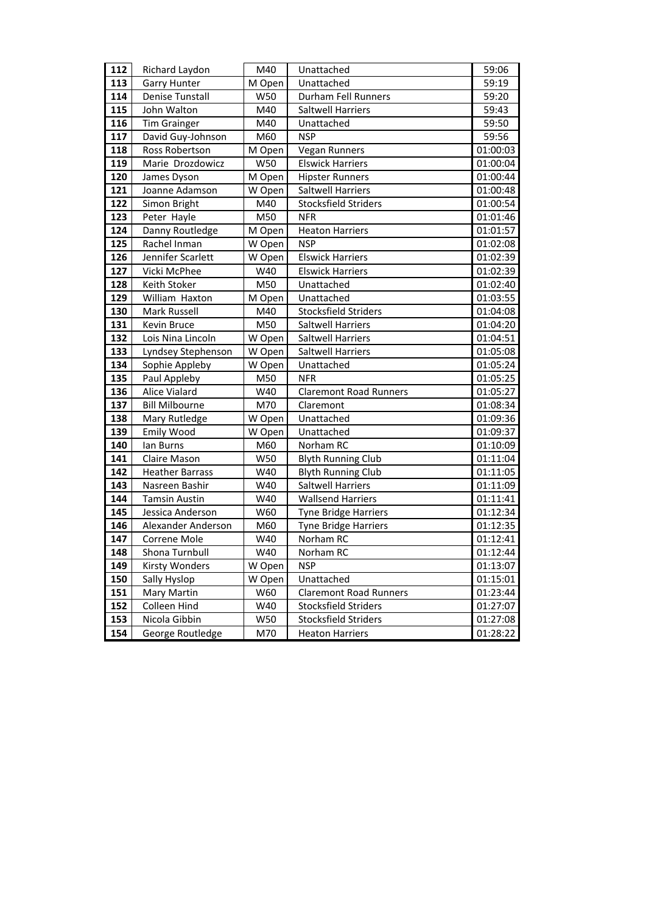| | | | | |
|---|---|---|---|---|
| 112 | Richard Laydon | M40 | Unattached | 59:06 |
| 113 | Garry Hunter | M Open | Unattached | 59:19 |
| 114 | Denise Tunstall | W50 | Durham Fell Runners | 59:20 |
| 115 | John Walton | M40 | Saltwell Harriers | 59:43 |
| 116 | Tim Grainger | M40 | Unattached | 59:50 |
| 117 | David Guy-Johnson | M60 | NSP | 59:56 |
| 118 | Ross Robertson | M Open | Vegan Runners | 01:00:03 |
| 119 | Marie Drozdowicz | W50 | Elswick Harriers | 01:00:04 |
| 120 | James Dyson | M Open | Hipster Runners | 01:00:44 |
| 121 | Joanne Adamson | W Open | Saltwell Harriers | 01:00:48 |
| 122 | Simon Bright | M40 | Stocksfield Striders | 01:00:54 |
| 123 | Peter Hayle | M50 | NFR | 01:01:46 |
| 124 | Danny Routledge | M Open | Heaton Harriers | 01:01:57 |
| 125 | Rachel Inman | W Open | NSP | 01:02:08 |
| 126 | Jennifer Scarlett | W Open | Elswick Harriers | 01:02:39 |
| 127 | Vicki McPhee | W40 | Elswick Harriers | 01:02:39 |
| 128 | Keith Stoker | M50 | Unattached | 01:02:40 |
| 129 | William Haxton | M Open | Unattached | 01:03:55 |
| 130 | Mark Russell | M40 | Stocksfield Striders | 01:04:08 |
| 131 | Kevin Bruce | M50 | Saltwell Harriers | 01:04:20 |
| 132 | Lois Nina Lincoln | W Open | Saltwell Harriers | 01:04:51 |
| 133 | Lyndsey Stephenson | W Open | Saltwell Harriers | 01:05:08 |
| 134 | Sophie Appleby | W Open | Unattached | 01:05:24 |
| 135 | Paul Appleby | M50 | NFR | 01:05:25 |
| 136 | Alice Vialard | W40 | Claremont Road Runners | 01:05:27 |
| 137 | Bill Milbourne | M70 | Claremont | 01:08:34 |
| 138 | Mary Rutledge | W Open | Unattached | 01:09:36 |
| 139 | Emily Wood | W Open | Unattached | 01:09:37 |
| 140 | Ian Burns | M60 | Norham RC | 01:10:09 |
| 141 | Claire Mason | W50 | Blyth Running Club | 01:11:04 |
| 142 | Heather Barrass | W40 | Blyth Running Club | 01:11:05 |
| 143 | Nasreen Bashir | W40 | Saltwell Harriers | 01:11:09 |
| 144 | Tamsin Austin | W40 | Wallsend Harriers | 01:11:41 |
| 145 | Jessica Anderson | W60 | Tyne Bridge Harriers | 01:12:34 |
| 146 | Alexander Anderson | M60 | Tyne Bridge Harriers | 01:12:35 |
| 147 | Correne Mole | W40 | Norham RC | 01:12:41 |
| 148 | Shona Turnbull | W40 | Norham RC | 01:12:44 |
| 149 | Kirsty Wonders | W Open | NSP | 01:13:07 |
| 150 | Sally Hyslop | W Open | Unattached | 01:15:01 |
| 151 | Mary Martin | W60 | Claremont Road Runners | 01:23:44 |
| 152 | Colleen Hind | W40 | Stocksfield Striders | 01:27:07 |
| 153 | Nicola Gibbin | W50 | Stocksfield Striders | 01:27:08 |
| 154 | George Routledge | M70 | Heaton Harriers | 01:28:22 |